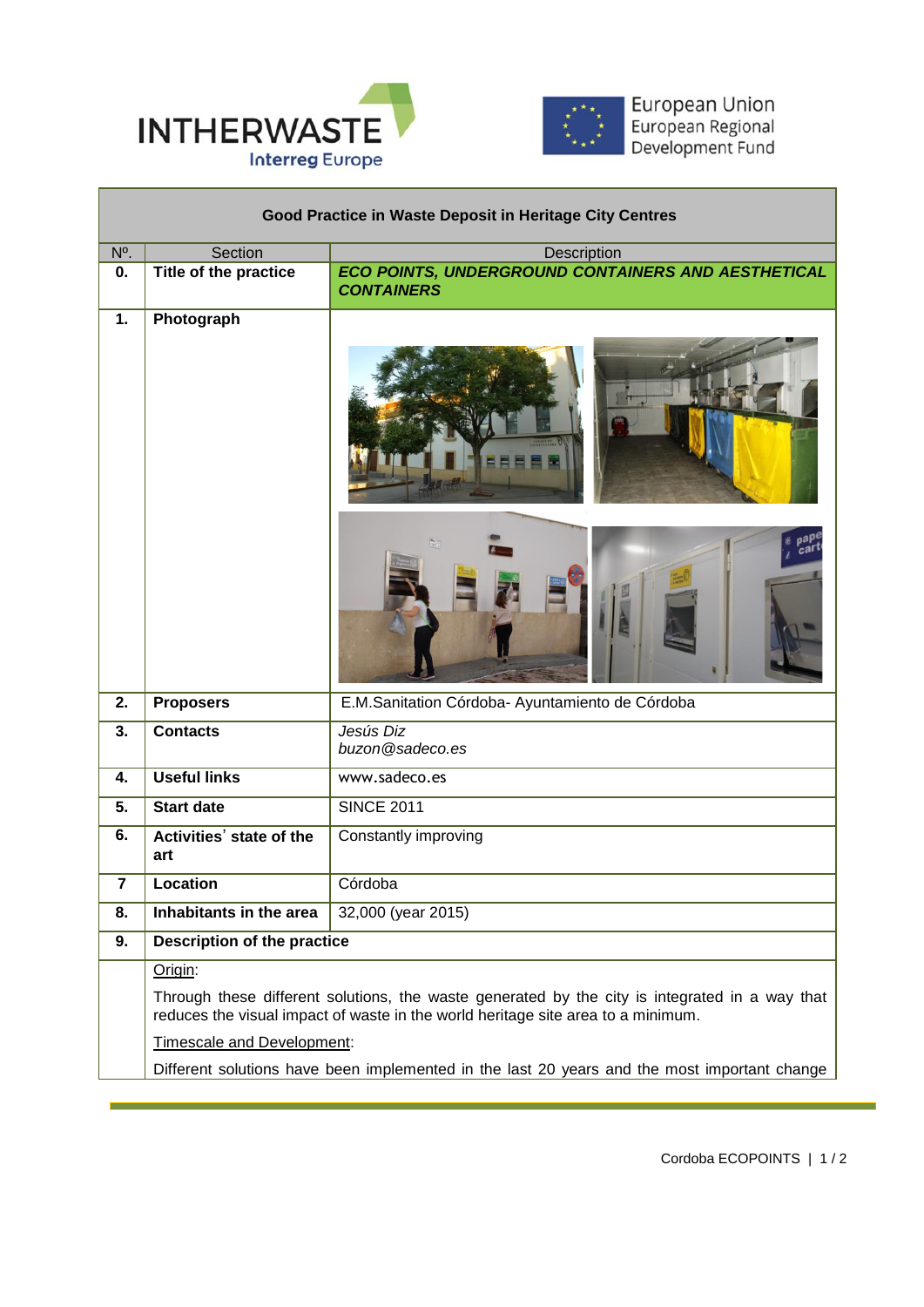INTHERWASTE
Interreg Europe

European Union
European Regional
Development Fund

| Good Practice in Waste Deposit in Heritage City Centres | | |
|---|---|---|
| Nº. | Section | Description |
| **0.** | **Title of the practice** | ***ECO POINTS, UNDERGROUND CONTAINERS AND AESTHETICAL CONTAINERS*** |
| **1.** | **Photograph** | |
| **2.** | **Proposers** | E.M.Sanitation Córdoba- Ayuntamiento de Córdoba |
| **3.** | **Contacts** | *Jesús Diz* *buzon@sadeco.es* |
| **4.** | **Useful links** | www.sadeco.es |
| **5.** | **Start date** | SINCE 2011 |
| **6.** | **Activities' state of the art** | Constantly improving |
| **7** | **Location** | Córdoba |
| **8.** | **Inhabitants in the area** | 32,000 (year 2015) |
| **9.** | **Description of the practice** | |

Origin:

Through these different solutions, the waste generated by the city is integrated in a way that reduces the visual impact of waste in the world heritage site area to a minimum.

Timescale and Development:

Different solutions have been implemented in the last 20 years and the most important change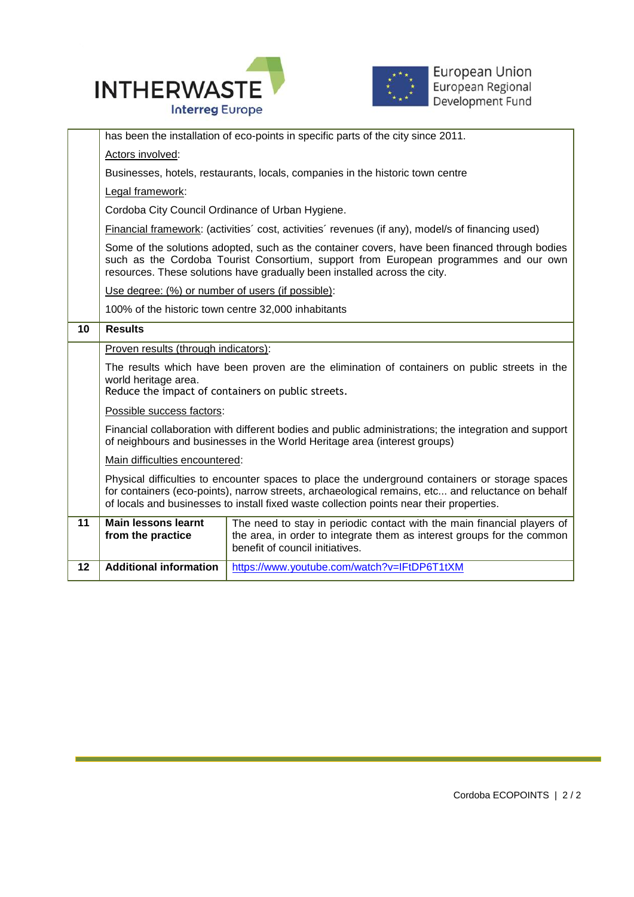| | | |
|---|---|---|
| | has been the installation of eco-points in specific parts of the city since 2011.<br><br><u>Actors involved</u>:<br><br>Businesses, hotels, restaurants, locals, companies in the historic town centre<br><br><u>Legal framework</u>:<br><br>Cordoba City Council Ordinance of Urban Hygiene.<br><br><u>Financial framework</u>: (activities´ cost, activities´ revenues (if any), model/s of financing used)<br><br>Some of the solutions adopted, such as the container covers, have been financed through bodies such as the Cordoba Tourist Consortium, support from European programmes and our own resources. These solutions have gradually been installed across the city.<br><br><u>Use degree: (%) or number of users (if possible)</u>:<br><br>100% of the historic town centre 32,000 inhabitants | |
| **10** | **Results** | |
| | <u>Proven results (through indicators)</u>:<br><br>The results which have been proven are the elimination of containers on public streets in the world heritage area.<br>Reduce the impact of containers on public streets.<br><br><u>Possible success factors</u>:<br><br>Financial collaboration with different bodies and public administrations; the integration and support of neighbours and businesses in the World Heritage area (interest groups)<br><br><u>Main difficulties encountered</u>:<br><br>Physical difficulties to encounter spaces to place the underground containers or storage spaces for containers (eco-points), narrow streets, archaeological remains, etc... and reluctance on behalf of locals and businesses to install fixed waste collection points near their properties. | |
| **11** | **Main lessons learnt from the practice** | The need to stay in periodic contact with the main financial players of the area, in order to integrate them as interest groups for the common benefit of council initiatives. |
| **12** | **Additional information** | https://www.youtube.com/watch?v=IFtDP6T1tXM |